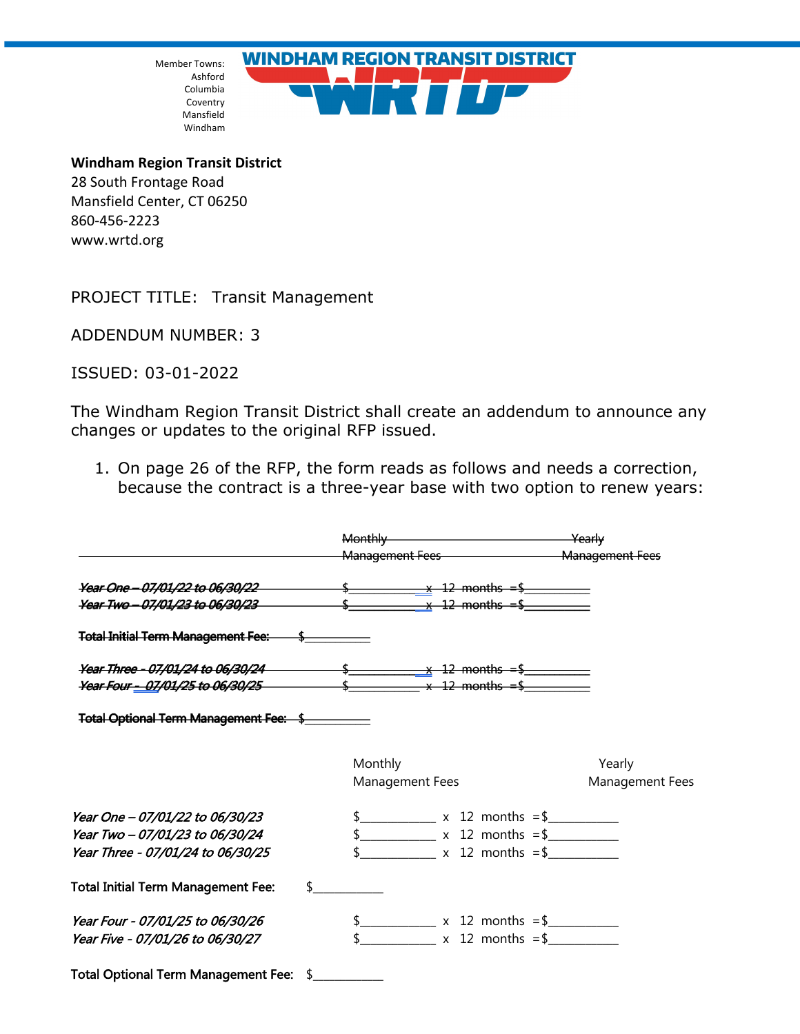Member Towns:
Ashford
Columbia
Coventry
Mansfield
Windham

**WINDHAM REGION TRANSIT DISTRICT**

**WRTD**

**Windham Region Transit District**
28 South Frontage Road
Mansfield Center, CT 06250
860-456-2223
www.wrtd.org

PROJECT TITLE: Transit Management

ADDENDUM NUMBER: 3

ISSUED: 03-01-2022

The Windham Region Transit District shall create an addendum to announce any changes or updates to the original RFP issued.

1. On page 26 of the RFP, the form reads as follows and needs a correction, because the contract is a three-year base with two option to renew years:

| | ~~Monthly Management Fees~~ | | ~~Yearly Management Fees~~ |
|---|---|---|---|
| ~~*Year One – 07/01/22 to 06/30/22*~~ | ~~$__________~~ | ~~x 12 months =~~ | ~~$__________~~ |
| ~~*Year Two – 07/01/23 to 06/30/23*~~ | ~~$__________~~ | ~~x 12 months =~~ | ~~$__________~~ |
| ~~**Total Initial Term Management Fee:** $__________~~ | | | |
| ~~*Year Three - 07/01/24 to 06/30/24*~~ | ~~$__________~~ | ~~x 12 months =~~ | ~~$__________~~ |
| ~~*Year Four – 07/01/25 to 06/30/25*~~ | ~~$__________~~ | ~~x 12 months =~~ | ~~$__________~~ |
| ~~**Total Optional Term Management Fee:** $__________~~ | | | |

| | Monthly Management Fees | | Yearly Management Fees |
|---|---|---|---|
| *Year One – 07/01/22 to 06/30/23* | $__________ | x 12 months = | $__________ |
| *Year Two – 07/01/23 to 06/30/24* | $__________ | x 12 months = | $__________ |
| *Year Three - 07/01/24 to 06/30/25* | $__________ | x 12 months = | $__________ |
| **Total Initial Term Management Fee:** $__________ | | | |
| *Year Four - 07/01/25 to 06/30/26* | $__________ | x 12 months = | $__________ |
| *Year Five - 07/01/26 to 06/30/27* | $__________ | x 12 months = | $__________ |
| **Total Optional Term Management Fee:** $__________ | | | |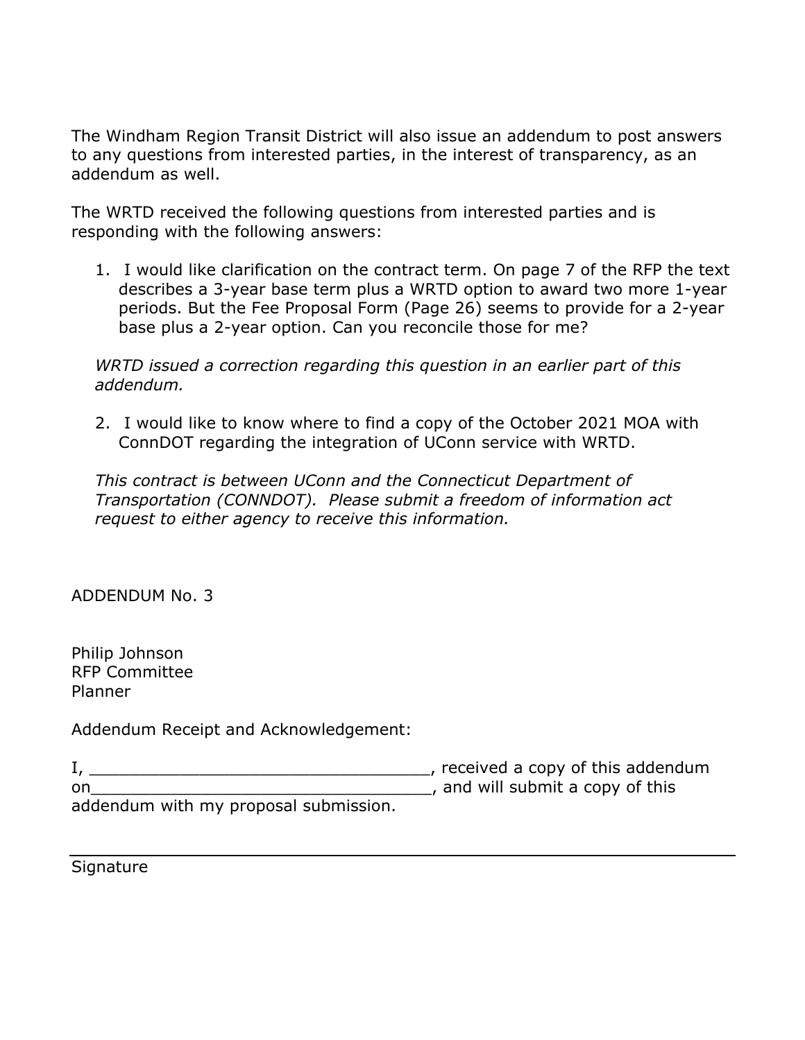The Windham Region Transit District will also issue an addendum to post answers to any questions from interested parties, in the interest of transparency, as an addendum as well.

The WRTD received the following questions from interested parties and is responding with the following answers:

1. I would like clarification on the contract term. On page 7 of the RFP the text describes a 3-year base term plus a WRTD option to award two more 1-year periods. But the Fee Proposal Form (Page 26) seems to provide for a 2-year base plus a 2-year option. Can you reconcile those for me?

   *WRTD issued a correction regarding this question in an earlier part of this addendum.*

2. I would like to know where to find a copy of the October 2021 MOA with ConnDOT regarding the integration of UConn service with WRTD.

   *This contract is between UConn and the Connecticut Department of Transportation (CONNDOT). Please submit a freedom of information act request to either agency to receive this information.*

ADDENDUM No. 3

Philip Johnson
RFP Committee
Planner

Addendum Receipt and Acknowledgement:

I, __________________________________, received a copy of this addendum on__________________________________, and will submit a copy of this addendum with my proposal submission.

_______________________________________________________________

Signature